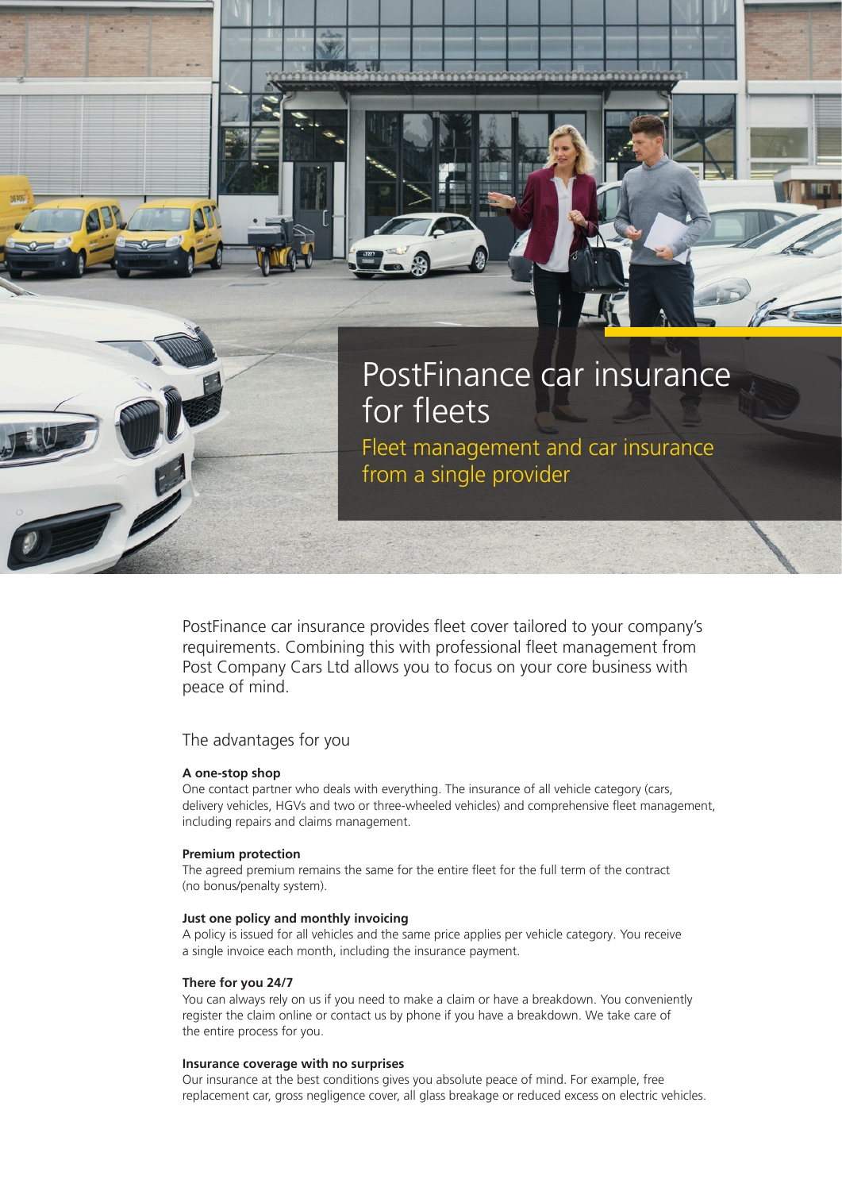# PostFinance car insurance for fleets

## Fleet management and car insurance from a single provider

PostFinance car insurance provides fleet cover tailored to your company's requirements. Combining this with professional fleet management from Post Company Cars Ltd allows you to focus on your core business with peace of mind.

## The advantages for you

**A one-stop shop**
One contact partner who deals with everything. The insurance of all vehicle category (cars, delivery vehicles, HGVs and two or three-wheeled vehicles) and comprehensive fleet management, including repairs and claims management.

**Premium protection**
The agreed premium remains the same for the entire fleet for the full term of the contract (no bonus/penalty system).

**Just one policy and monthly invoicing**
A policy is issued for all vehicles and the same price applies per vehicle category. You receive a single invoice each month, including the insurance payment.

**There for you 24/7**
You can always rely on us if you need to make a claim or have a breakdown. You conveniently register the claim online or contact us by phone if you have a breakdown. We take care of the entire process for you.

**Insurance coverage with no surprises**
Our insurance at the best conditions gives you absolute peace of mind. For example, free replacement car, gross negligence cover, all glass breakage or reduced excess on electric vehicles.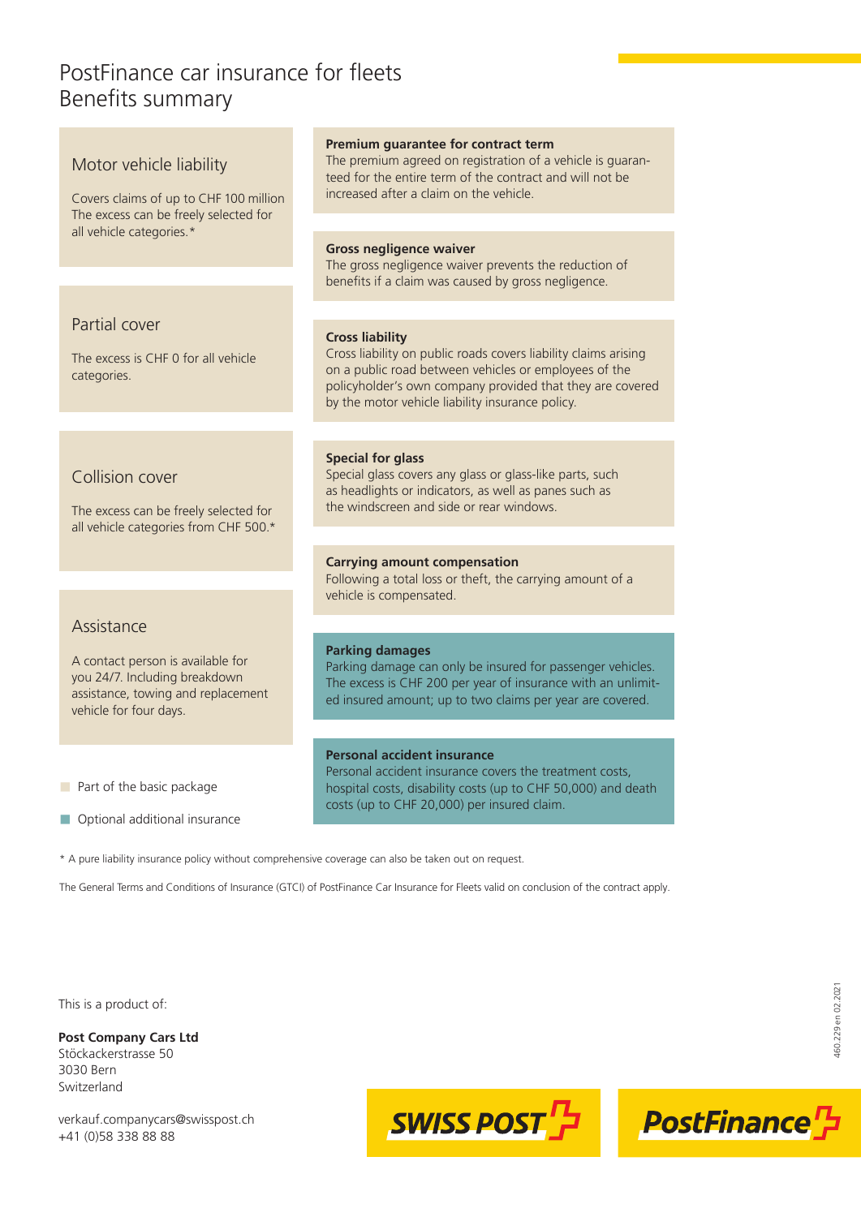# PostFinance car insurance for fleets
## Benefits summary

### Motor vehicle liability

Covers claims of up to CHF 100 million
The excess can be freely selected for all vehicle categories.*

### Partial cover

The excess is CHF 0 for all vehicle categories.

### Collision cover

The excess can be freely selected for all vehicle categories from CHF 500.*

### Assistance

A contact person is available for you 24/7. Including breakdown assistance, towing and replacement vehicle for four days.

**Premium guarantee for contract term**
The premium agreed on registration of a vehicle is guaranteed for the entire term of the contract and will not be increased after a claim on the vehicle.

**Gross negligence waiver**
The gross negligence waiver prevents the reduction of benefits if a claim was caused by gross negligence.

**Cross liability**
Cross liability on public roads covers liability claims arising on a public road between vehicles or employees of the policyholder's own company provided that they are covered by the motor vehicle liability insurance policy.

**Special for glass**
Special glass covers any glass or glass-like parts, such as headlights or indicators, as well as panes such as the windscreen and side or rear windows.

**Carrying amount compensation**
Following a total loss or theft, the carrying amount of a vehicle is compensated.

**Parking damages**
Parking damage can only be insured for passenger vehicles. The excess is CHF 200 per year of insurance with an unlimited insured amount; up to two claims per year are covered.

**Personal accident insurance**
Personal accident insurance covers the treatment costs, hospital costs, disability costs (up to CHF 50,000) and death costs (up to CHF 20,000) per insured claim.

- Part of the basic package
- Optional additional insurance

\* A pure liability insurance policy without comprehensive coverage can also be taken out on request.

The General Terms and Conditions of Insurance (GTCI) of PostFinance Car Insurance for Fleets valid on conclusion of the contract apply.

This is a product of:

**Post Company Cars Ltd**
Stöckackerstrasse 50
3030 Bern
Switzerland

verkauf.companycars@swisspost.ch
+41 (0)58 338 88 88

SWISS POST

PostFinance

460.229 en 02.2021